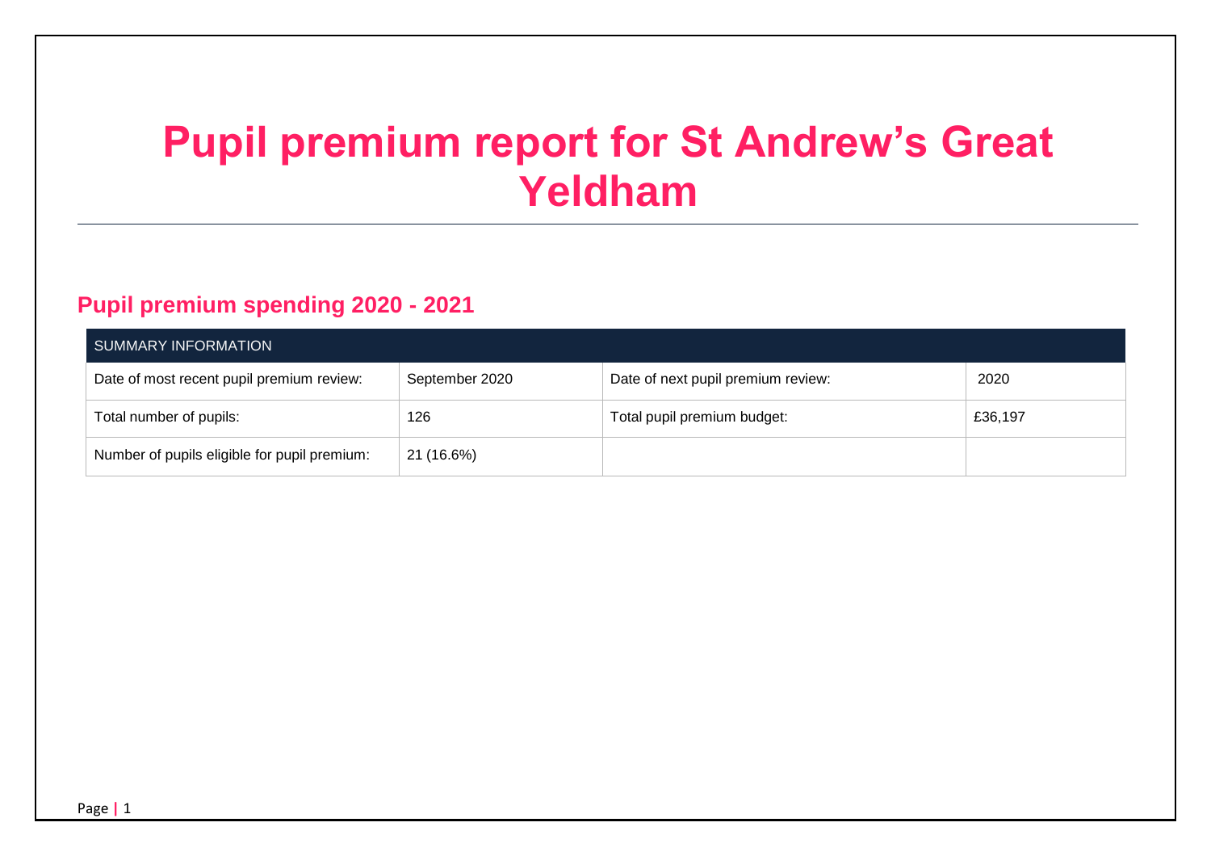# Pupil premium report for St Andrew's Great Yeldham

## Pupil premium spending 2020 - 2021

| SUMMARY INFORMATION | | | |
|---|---|---|---|
| Date of most recent pupil premium review: | September 2020 | Date of next pupil premium review: | 2020 |
| Total number of pupils: | 126 | Total pupil premium budget: | £36,197 |
| Number of pupils eligible for pupil premium: | 21 (16.6%) | | |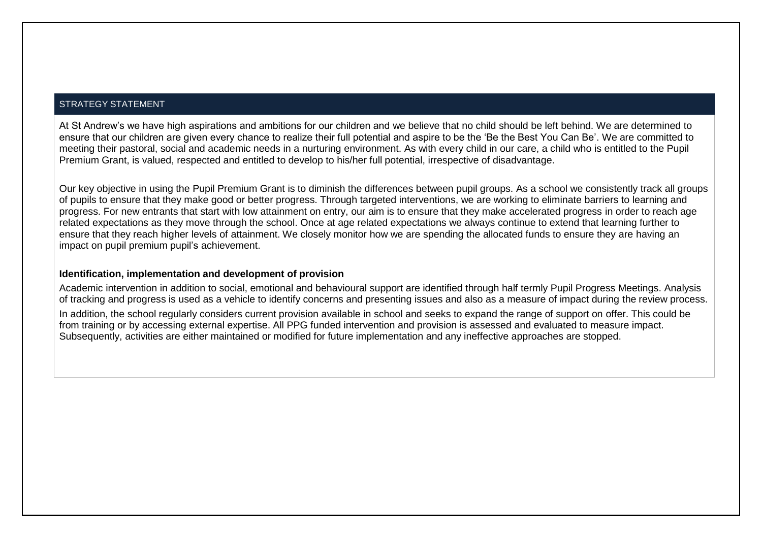## STRATEGY STATEMENT

At St Andrew's we have high aspirations and ambitions for our children and we believe that no child should be left behind. We are determined to ensure that our children are given every chance to realize their full potential and aspire to be the 'Be the Best You Can Be'. We are committed to meeting their pastoral, social and academic needs in a nurturing environment. As with every child in our care, a child who is entitled to the Pupil Premium Grant, is valued, respected and entitled to develop to his/her full potential, irrespective of disadvantage.

Our key objective in using the Pupil Premium Grant is to diminish the differences between pupil groups. As a school we consistently track all groups of pupils to ensure that they make good or better progress. Through targeted interventions, we are working to eliminate barriers to learning and progress. For new entrants that start with low attainment on entry, our aim is to ensure that they make accelerated progress in order to reach age related expectations as they move through the school. Once at age related expectations we always continue to extend that learning further to ensure that they reach higher levels of attainment. We closely monitor how we are spending the allocated funds to ensure they are having an impact on pupil premium pupil's achievement.

**Identification, implementation and development of provision**

Academic intervention in addition to social, emotional and behavioural support are identified through half termly Pupil Progress Meetings. Analysis of tracking and progress is used as a vehicle to identify concerns and presenting issues and also as a measure of impact during the review process.

In addition, the school regularly considers current provision available in school and seeks to expand the range of support on offer. This could be from training or by accessing external expertise. All PPG funded intervention and provision is assessed and evaluated to measure impact. Subsequently, activities are either maintained or modified for future implementation and any ineffective approaches are stopped.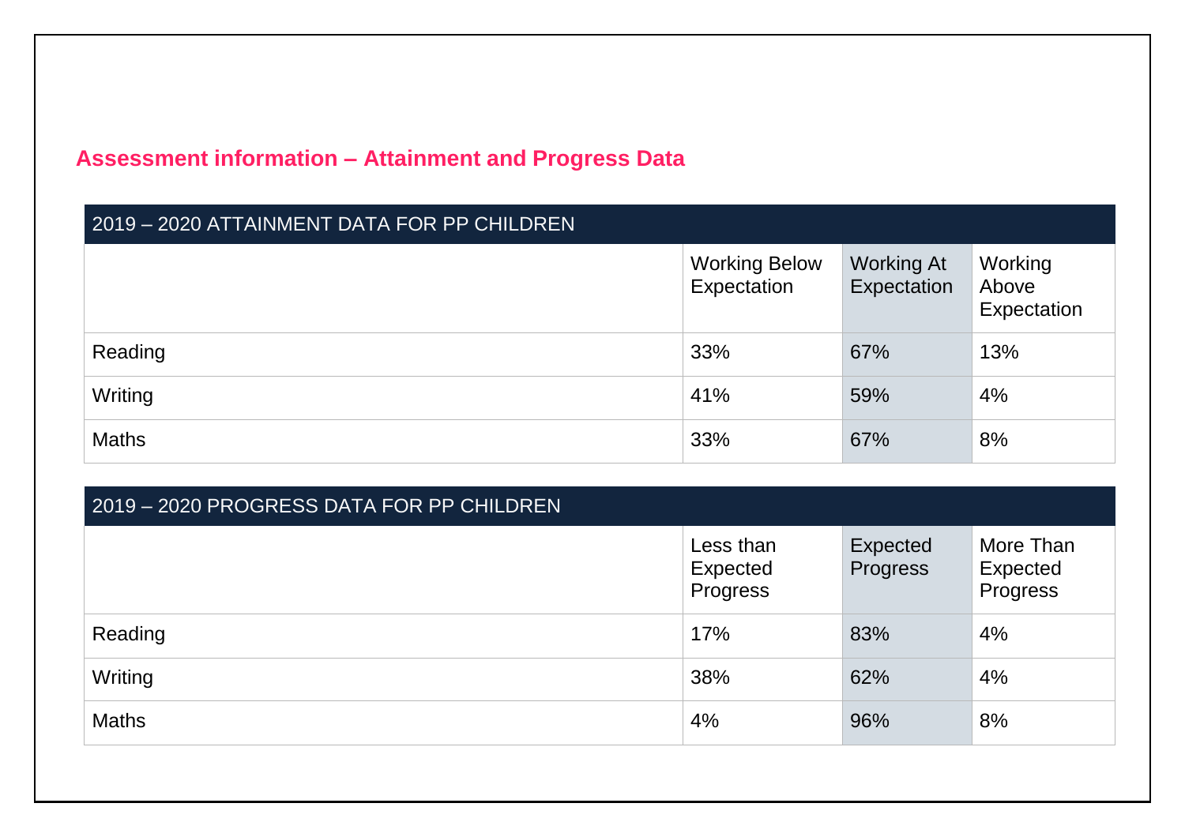## Assessment information – Attainment and Progress Data

| 2019 – 2020 ATTAINMENT DATA FOR PP CHILDREN | | | |
|---|---|---|---|
| | Working Below Expectation | Working At Expectation | Working Above Expectation |
| Reading | 33% | 67% | 13% |
| Writing | 41% | 59% | 4% |
| Maths | 33% | 67% | 8% |

| 2019 – 2020 PROGRESS DATA FOR PP CHILDREN | | | |
|---|---|---|---|
| | Less than Expected Progress | Expected Progress | More Than Expected Progress |
| Reading | 17% | 83% | 4% |
| Writing | 38% | 62% | 4% |
| Maths | 4% | 96% | 8% |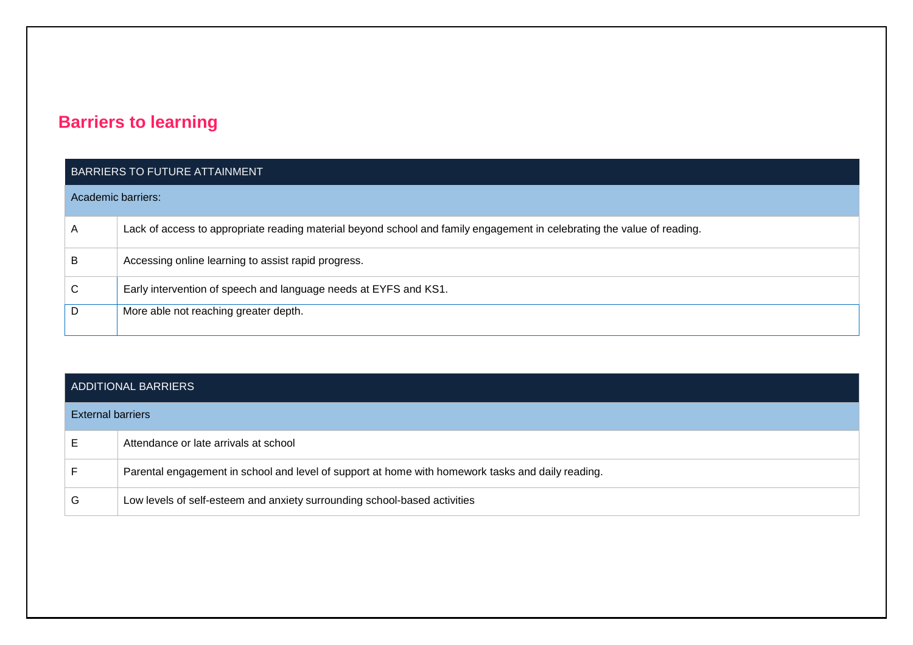## Barriers to learning

| BARRIERS TO FUTURE ATTAINMENT | |
|---|---|
| Academic barriers: | |
| A | Lack of access to appropriate reading material beyond school and family engagement in celebrating the value of reading. |
| B | Accessing online learning to assist rapid progress. |
| C | Early intervention of speech and language needs at EYFS and KS1. |
| D | More able not reaching greater depth. |

| ADDITIONAL BARRIERS | |
|---|---|
| External barriers | |
| E | Attendance or late arrivals at school |
| F | Parental engagement in school and level of support at home with homework tasks and daily reading. |
| G | Low levels of self-esteem and anxiety surrounding school-based activities |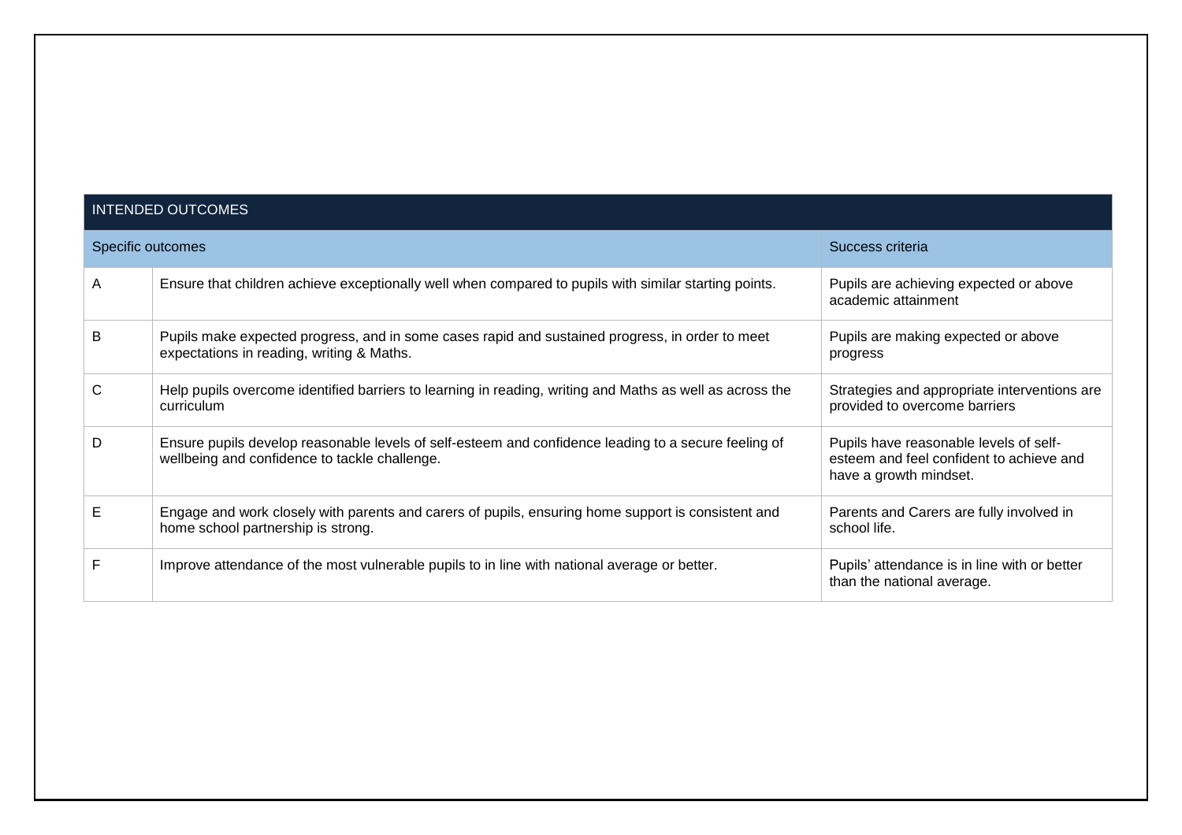| INTENDED OUTCOMES | | |
|---|---|---|
| Specific outcomes | | Success criteria |
| A | Ensure that children achieve exceptionally well when compared to pupils with similar starting points. | Pupils are achieving expected or above academic attainment |
| B | Pupils make expected progress, and in some cases rapid and sustained progress, in order to meet expectations in reading, writing & Maths. | Pupils are making expected or above progress |
| C | Help pupils overcome identified barriers to learning in reading, writing and Maths as well as across the curriculum | Strategies and appropriate interventions are provided to overcome barriers |
| D | Ensure pupils develop reasonable levels of self-esteem and confidence leading to a secure feeling of wellbeing and confidence to tackle challenge. | Pupils have reasonable levels of self-esteem and feel confident to achieve and have a growth mindset. |
| E | Engage and work closely with parents and carers of pupils, ensuring home support is consistent and home school partnership is strong. | Parents and Carers are fully involved in school life. |
| F | Improve attendance of the most vulnerable pupils to in line with national average or better. | Pupils' attendance is in line with or better than the national average. |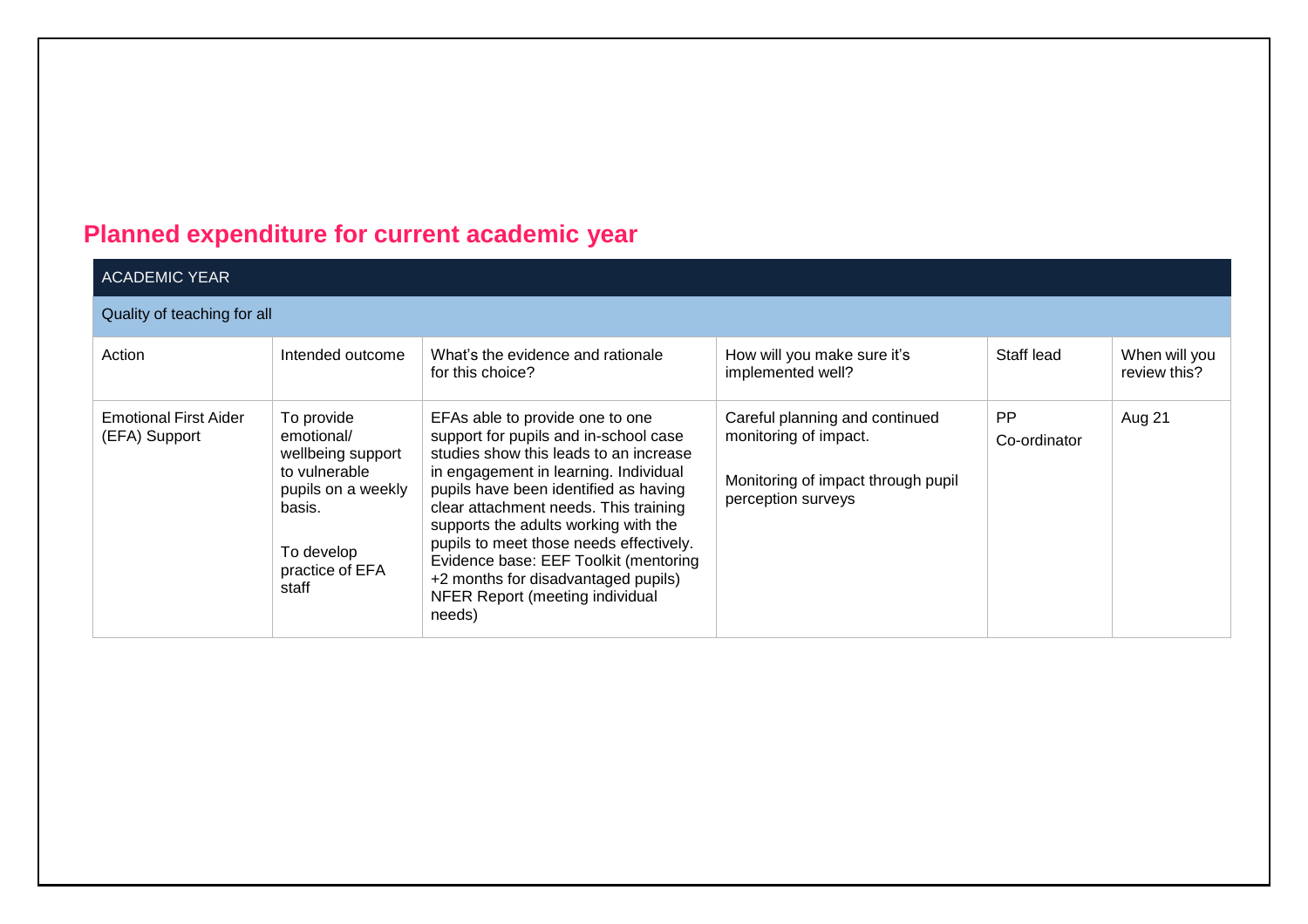## Planned expenditure for current academic year

| ACADEMIC YEAR | | | | | |
|---|---|---|---|---|---|
| Quality of teaching for all | | | | | |
| Action | Intended outcome | What's the evidence and rationale for this choice? | How will you make sure it's implemented well? | Staff lead | When will you review this? |
| Emotional First Aider (EFA) Support | To provide emotional/ wellbeing support to vulnerable pupils on a weekly basis.<br><br>To develop practice of EFA staff | EFAs able to provide one to one support for pupils and in-school case studies show this leads to an increase in engagement in learning. Individual pupils have been identified as having clear attachment needs. This training supports the adults working with the pupils to meet those needs effectively. Evidence base: EEF Toolkit (mentoring +2 months for disadvantaged pupils) NFER Report (meeting individual needs) | Careful planning and continued monitoring of impact.<br><br>Monitoring of impact through pupil perception surveys | PP Co-ordinator | Aug 21 |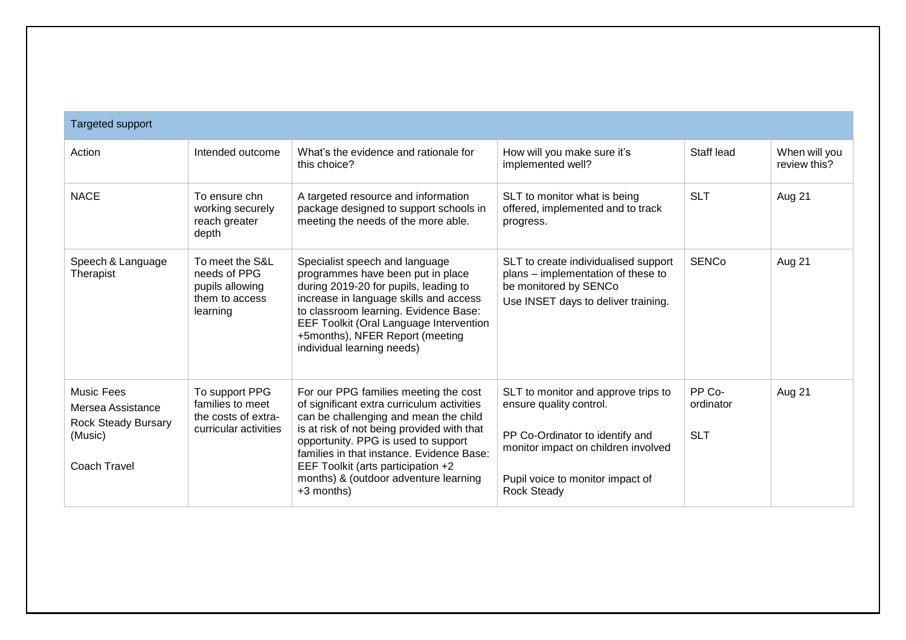| Targeted support | | | | | |
|---|---|---|---|---|---|
| Action | Intended outcome | What's the evidence and rationale for this choice? | How will you make sure it's implemented well? | Staff lead | When will you review this? |
| NACE | To ensure chn working securely reach greater depth | A targeted resource and information package designed to support schools in meeting the needs of the more able. | SLT to monitor what is being offered, implemented and to track progress. | SLT | Aug 21 |
| Speech & Language Therapist | To meet the S&L needs of PPG pupils allowing them to access learning | Specialist speech and language programmes have been put in place during 2019-20 for pupils, leading to increase in language skills and access to classroom learning. Evidence Base: EEF Toolkit (Oral Language Intervention +5months), NFER Report (meeting individual learning needs) | SLT to create individualised support plans – implementation of these to be monitored by SENCo<br>Use INSET days to deliver training. | SENCo | Aug 21 |
| Music Fees<br>Mersea Assistance<br>Rock Steady Bursary (Music)<br><br>Coach Travel | To support PPG families to meet the costs of extra-curricular activities | For our PPG families meeting the cost of significant extra curriculum activities can be challenging and mean the child is at risk of not being provided with that opportunity. PPG is used to support families in that instance. Evidence Base: EEF Toolkit (arts participation +2 months) & (outdoor adventure learning +3 months) | SLT to monitor and approve trips to ensure quality control.<br><br>PP Co-Ordinator to identify and monitor impact on children involved<br><br>Pupil voice to monitor impact of Rock Steady | PP Co-ordinator<br><br>SLT | Aug 21 |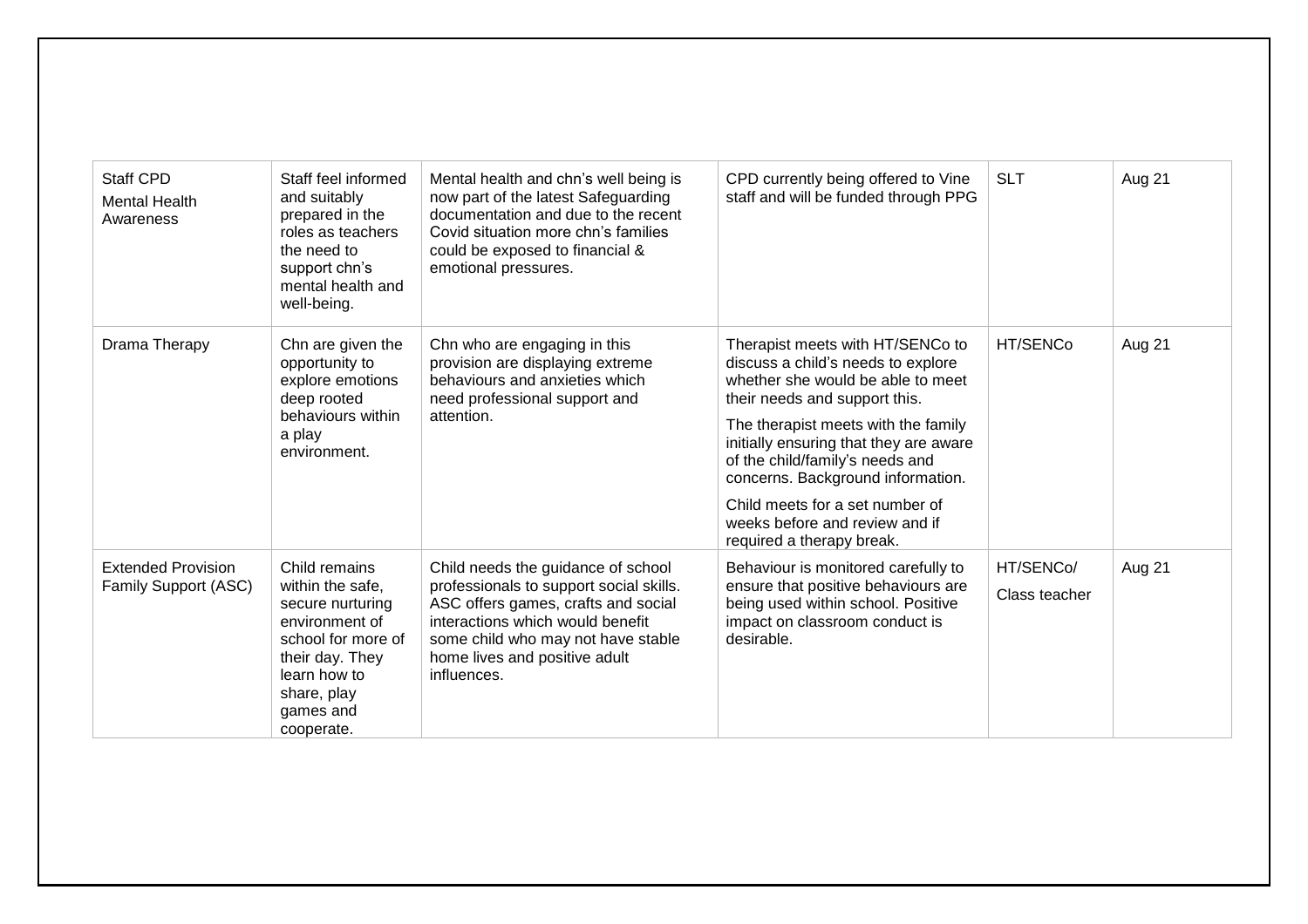| Staff CPD<br>Mental Health Awareness | Staff feel informed and suitably prepared in the roles as teachers the need to support chn's mental health and well-being. | Mental health and chn's well being is now part of the latest Safeguarding documentation and due to the recent Covid situation more chn's families could be exposed to financial & emotional pressures. | CPD currently being offered to Vine staff and will be funded through PPG | SLT | Aug 21 |
|---|---|---|---|---|---|
| Drama Therapy | Chn are given the opportunity to explore emotions deep rooted behaviours within a play environment. | Chn who are engaging in this provision are displaying extreme behaviours and anxieties which need professional support and attention. | Therapist meets with HT/SENCo to discuss a child's needs to explore whether she would be able to meet their needs and support this.<br>The therapist meets with the family initially ensuring that they are aware of the child/family's needs and concerns. Background information.<br>Child meets for a set number of weeks before and review and if required a therapy break. | HT/SENCo | Aug 21 |
| Extended Provision Family Support (ASC) | Child remains within the safe, secure nurturing environment of school for more of their day. They learn how to share, play games and cooperate. | Child needs the guidance of school professionals to support social skills. ASC offers games, crafts and social interactions which would benefit some child who may not have stable home lives and positive adult influences. | Behaviour is monitored carefully to ensure that positive behaviours are being used within school. Positive impact on classroom conduct is desirable. | HT/SENCo/<br>Class teacher | Aug 21 |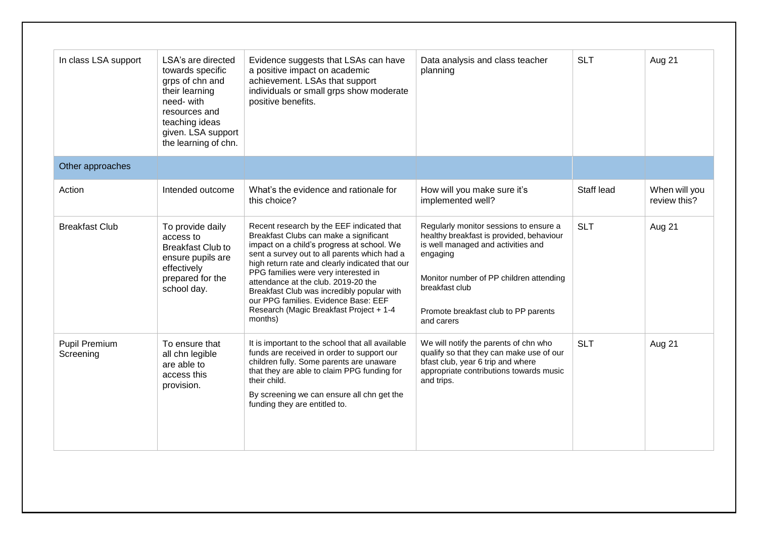| In class LSA support | LSA's are directed towards specific grps of chn and their learning need- with resources and teaching ideas given. LSA support the learning of chn. | Evidence suggests that LSAs can have a positive impact on academic achievement. LSAs that support individuals or small grps show moderate positive benefits. | Data analysis and class teacher planning | SLT | Aug 21 |
|---|---|---|---|---|---|
| **Other approaches** | | | | | |
| Action | Intended outcome | What's the evidence and rationale for this choice? | How will you make sure it's implemented well? | Staff lead | When will you review this? |
| Breakfast Club | To provide daily access to Breakfast Club to ensure pupils are effectively prepared for the school day. | Recent research by the EEF indicated that Breakfast Clubs can make a significant impact on a child's progress at school. We sent a survey out to all parents which had a high return rate and clearly indicated that our PPG families were very interested in attendance at the club. 2019-20 the Breakfast Club was incredibly popular with our PPG families. Evidence Base: EEF Research (Magic Breakfast Project + 1-4 months) | Regularly monitor sessions to ensure a healthy breakfast is provided, behaviour is well managed and activities and engaging<br><br>Monitor number of PP children attending breakfast club<br><br>Promote breakfast club to PP parents and carers | SLT | Aug 21 |
| Pupil Premium Screening | To ensure that all chn legible are able to access this provision. | It is important to the school that all available funds are received in order to support our children fully. Some parents are unaware that they are able to claim PPG funding for their child.<br><br>By screening we can ensure all chn get the funding they are entitled to. | We will notify the parents of chn who qualify so that they can make use of our bfast club, year 6 trip and where appropriate contributions towards music and trips. | SLT | Aug 21 |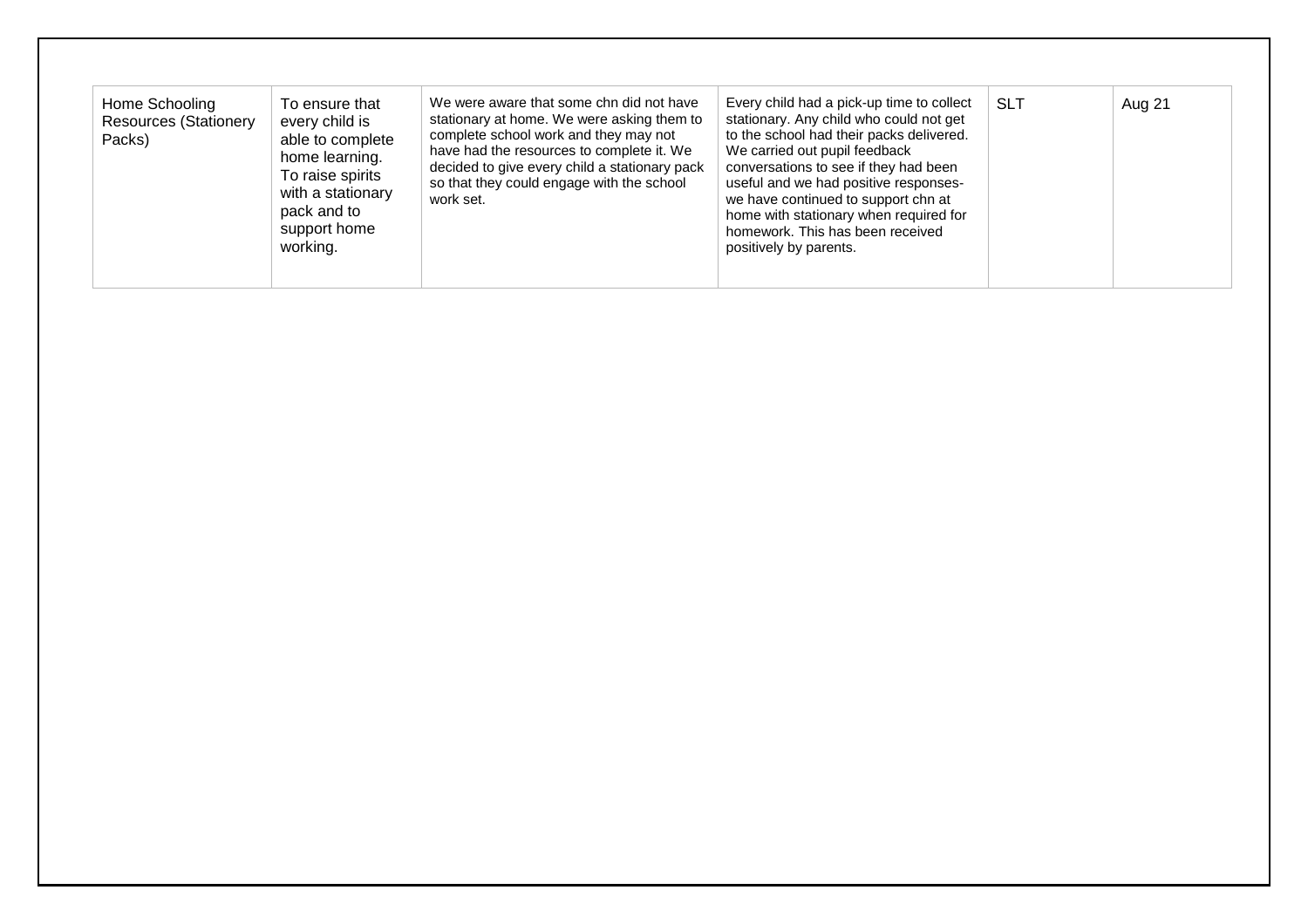| | | | | | |
|---|---|---|---|---|---|
| Home Schooling Resources (Stationery Packs) | To ensure that every child is able to complete home learning. To raise spirits with a stationary pack and to support home working. | We were aware that some chn did not have stationary at home. We were asking them to complete school work and they may not have had the resources to complete it. We decided to give every child a stationary pack so that they could engage with the school work set. | Every child had a pick-up time to collect stationary. Any child who could not get to the school had their packs delivered. We carried out pupil feedback conversations to see if they had been useful and we had positive responses- we have continued to support chn at home with stationary when required for homework. This has been received positively by parents. | SLT | Aug 21 |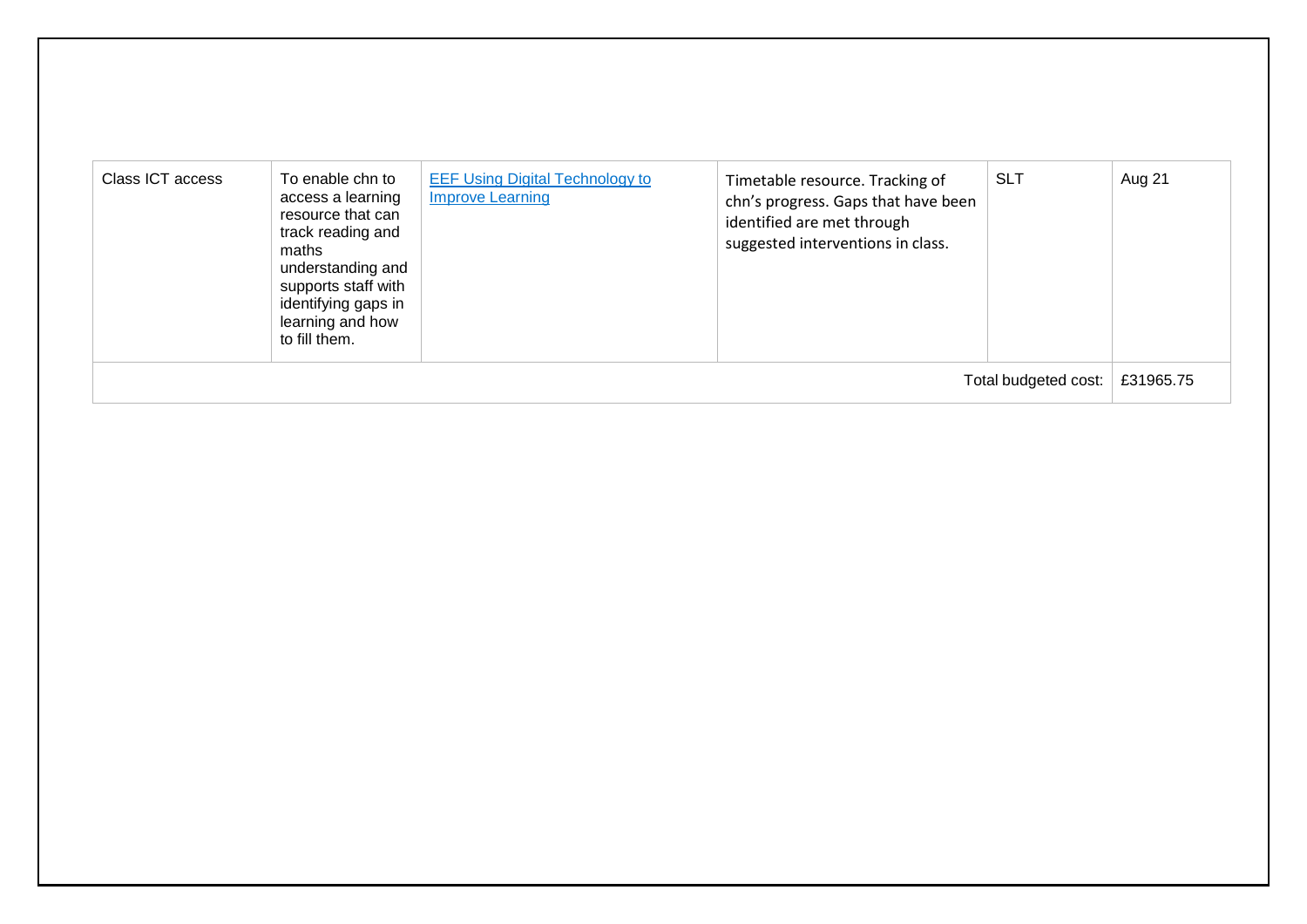| | | | | | |
|---|---|---|---|---|---|
| Class ICT access | To enable chn to access a learning resource that can track reading and maths understanding and supports staff with identifying gaps in learning and how to fill them. | EEF Using Digital Technology to Improve Learning | Timetable resource. Tracking of chn's progress. Gaps that have been identified are met through suggested interventions in class. | SLT | Aug 21 |
| | | | | Total budgeted cost: | £31965.75 |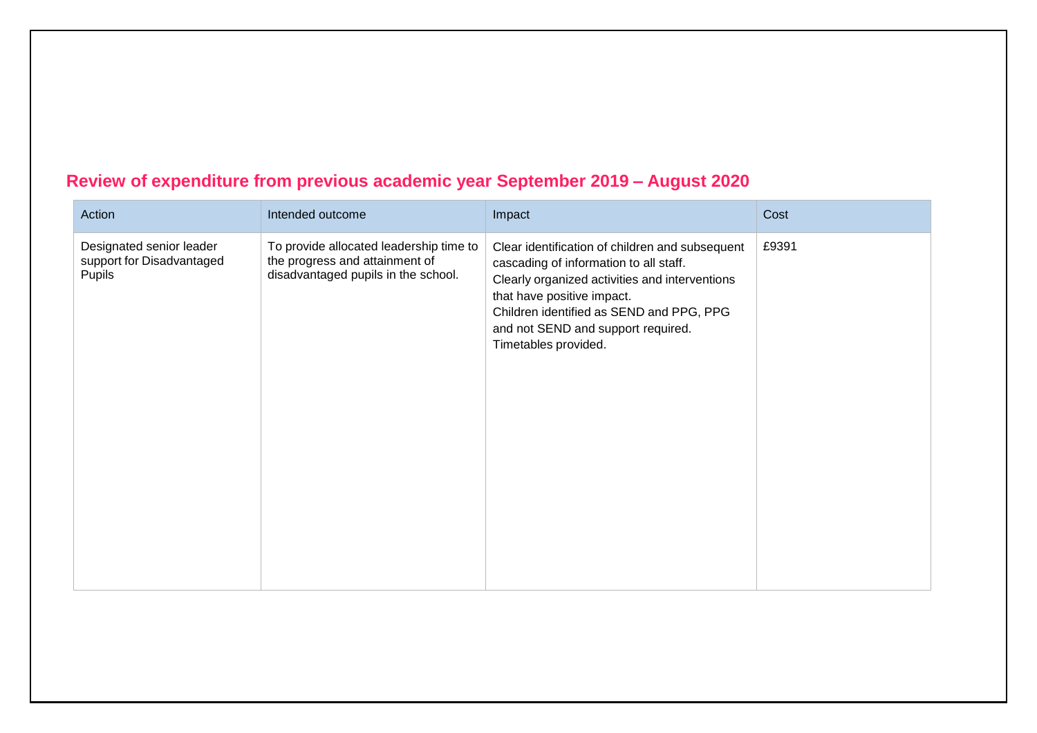## Review of expenditure from previous academic year September 2019 – August 2020

| Action | Intended outcome | Impact | Cost |
|---|---|---|---|
| Designated senior leader support for Disadvantaged Pupils | To provide allocated leadership time to the progress and attainment of disadvantaged pupils in the school. | Clear identification of children and subsequent cascading of information to all staff.<br>Clearly organized activities and interventions that have positive impact.<br>Children identified as SEND and PPG, PPG and not SEND and support required.<br>Timetables provided. | £9391 |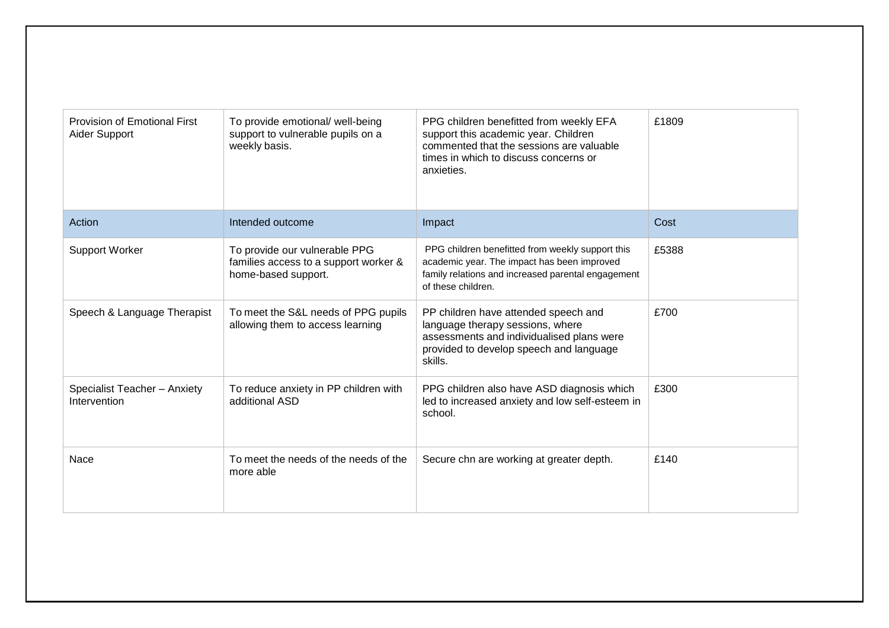| Provision of Emotional First Aider Support | To provide emotional/ well-being support to vulnerable pupils on a weekly basis. | PPG children benefitted from weekly EFA support this academic year. Children commented that the sessions are valuable times in which to discuss concerns or anxieties. | £1809 |
|---|---|---|---|
| Action | Intended outcome | Impact | Cost |
| Support Worker | To provide our vulnerable PPG families access to a support worker & home-based support. | PPG children benefitted from weekly support this academic year. The impact has been improved family relations and increased parental engagement of these children. | £5388 |
| Speech & Language Therapist | To meet the S&L needs of PPG pupils allowing them to access learning | PP children have attended speech and language therapy sessions, where assessments and individualised plans were provided to develop speech and language skills. | £700 |
| Specialist Teacher – Anxiety Intervention | To reduce anxiety in PP children with additional ASD | PPG children also have ASD diagnosis which led to increased anxiety and low self-esteem in school. | £300 |
| Nace | To meet the needs of the needs of the more able | Secure chn are working at greater depth. | £140 |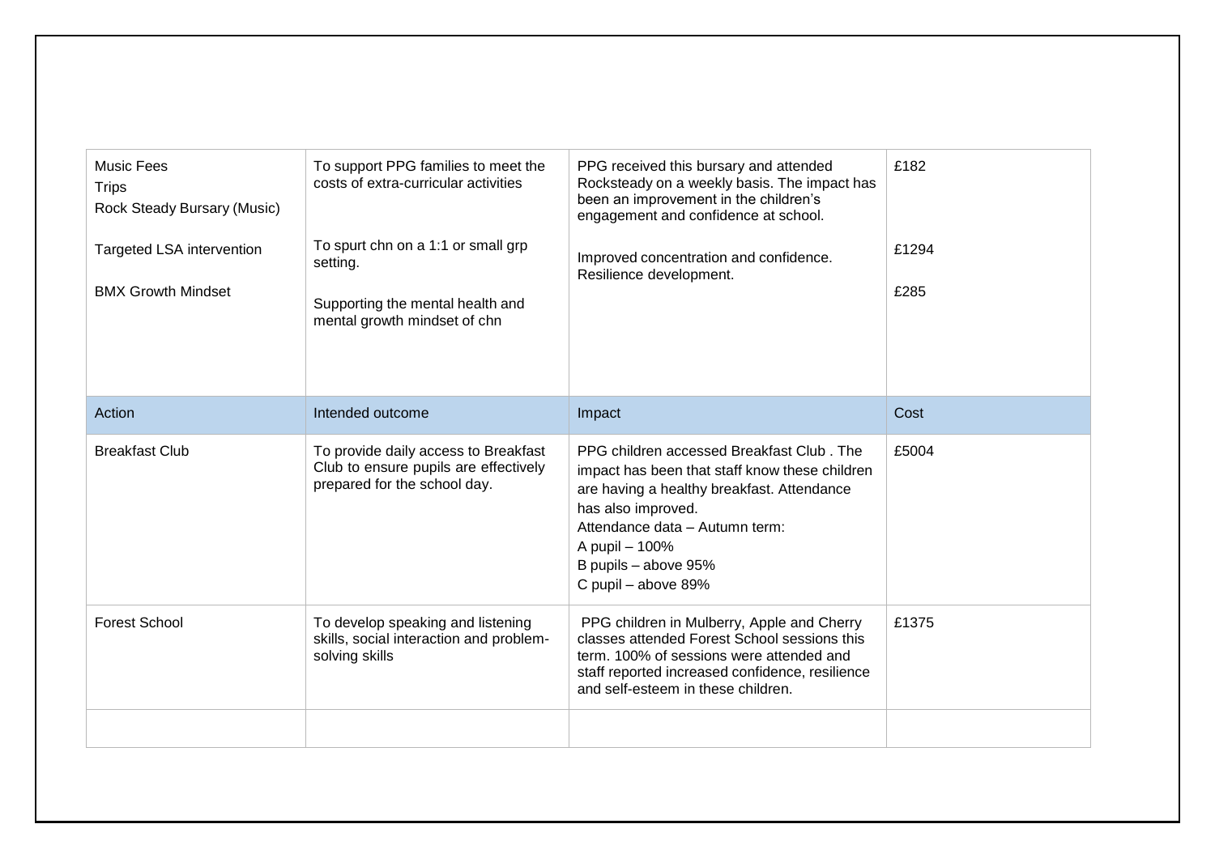| Music Fees<br>Trips<br>Rock Steady Bursary (Music)<br><br>Targeted LSA intervention<br><br>BMX Growth Mindset | To support PPG families to meet the costs of extra-curricular activities<br><br>To spurt chn on a 1:1 or small grp setting.<br><br>Supporting the mental health and mental growth mindset of chn | PPG received this bursary and attended Rocksteady on a weekly basis. The impact has been an improvement in the children's engagement and confidence at school.<br><br>Improved concentration and confidence. Resilience development. | £182<br><br>£1294<br><br>£285 |
|---|---|---|---|
| Action | Intended outcome | Impact | Cost |
| Breakfast Club | To provide daily access to Breakfast Club to ensure pupils are effectively prepared for the school day. | PPG children accessed Breakfast Club . The impact has been that staff know these children are having a healthy breakfast. Attendance has also improved.<br>Attendance data – Autumn term:<br>A pupil – 100%<br>B pupils – above 95%<br>C pupil – above 89% | £5004 |
| Forest School | To develop speaking and listening skills, social interaction and problem-solving skills | PPG children in Mulberry, Apple and Cherry classes attended Forest School sessions this term. 100% of sessions were attended and staff reported increased confidence, resilience and self-esteem in these children. | £1375 |
| | | | |